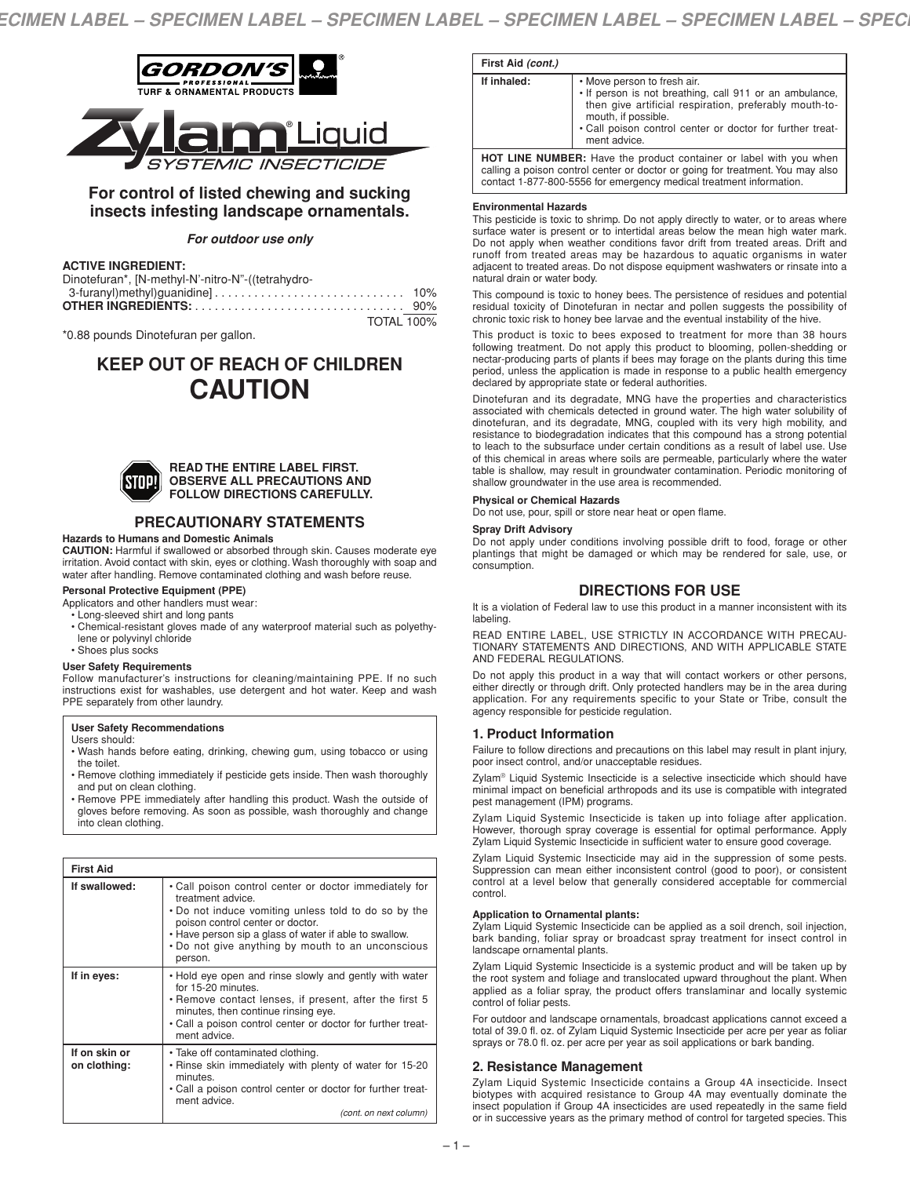GORDON'S® PROFESSIONAL
TURF & ORNAMENTAL PRODUCTS

# Zylam® Liquid
## SYSTEMIC INSECTICIDE

**For control of listed chewing and sucking insects infesting landscape ornamentals.**

***For outdoor use only***

**ACTIVE INGREDIENT:**
Dinotefuran*, [N-methyl-N'-nitro-N"-((tetrahydro-3-furanyl)methyl)guanidine] .............................. 10%
**OTHER INGREDIENTS:** ................................ 90%
TOTAL 100%

*0.88 pounds Dinotefuran per gallon.

## KEEP OUT OF REACH OF CHILDREN
## CAUTION

**READ THE ENTIRE LABEL FIRST. OBSERVE ALL PRECAUTIONS AND FOLLOW DIRECTIONS CAREFULLY.**

## PRECAUTIONARY STATEMENTS

**Hazards to Humans and Domestic Animals**
**CAUTION:** Harmful if swallowed or absorbed through skin. Causes moderate eye irritation. Avoid contact with skin, eyes or clothing. Wash thoroughly with soap and water after handling. Remove contaminated clothing and wash before reuse.

**Personal Protective Equipment (PPE)**
Applicators and other handlers must wear:
- Long-sleeved shirt and long pants
- Chemical-resistant gloves made of any waterproof material such as polyethylene or polyvinyl chloride
- Shoes plus socks

**User Safety Requirements**
Follow manufacturer's instructions for cleaning/maintaining PPE. If no such instructions exist for washables, use detergent and hot water. Keep and wash PPE separately from other laundry.

**User Safety Recommendations**
Users should:
- Wash hands before eating, drinking, chewing gum, using tobacco or using the toilet.
- Remove clothing immediately if pesticide gets inside. Then wash thoroughly and put on clean clothing.
- Remove PPE immediately after handling this product. Wash the outside of gloves before removing. As soon as possible, wash thoroughly and change into clean clothing.

| First Aid | |
|---|---|
| **If swallowed:** | • Call poison control center or doctor immediately for treatment advice. • Do not induce vomiting unless told to do so by the poison control center or doctor. • Have person sip a glass of water if able to swallow. • Do not give anything by mouth to an unconscious person. |
| **If in eyes:** | • Hold eye open and rinse slowly and gently with water for 15-20 minutes. • Remove contact lenses, if present, after the first 5 minutes, then continue rinsing eye. • Call a poison control center or doctor for further treatment advice. |
| **If on skin or on clothing:** | • Take off contaminated clothing. • Rinse skin immediately with plenty of water for 15-20 minutes. • Call a poison control center or doctor for further treatment advice. |
| **If inhaled:** | • Move person to fresh air. • If person is not breathing, call 911 or an ambulance, then give artificial respiration, preferably mouth-to-mouth, if possible. • Call poison control center or doctor for further treatment advice. |

**HOT LINE NUMBER:** Have the product container or label with you when calling a poison control center or doctor or going for treatment. You may also contact 1-877-800-5556 for emergency medical treatment information.

**Environmental Hazards**
This pesticide is toxic to shrimp. Do not apply directly to water, or to areas where surface water is present or to intertidal areas below the mean high water mark. Do not apply when weather conditions favor drift from treated areas. Drift and runoff from treated areas may be hazardous to aquatic organisms in water adjacent to treated areas. Do not dispose equipment washwaters or rinsate into a natural drain or water body.

This compound is toxic to honey bees. The persistence of residues and potential residual toxicity of Dinotefuran in nectar and pollen suggests the possibility of chronic toxic risk to honey bee larvae and the eventual instability of the hive.

This product is toxic to bees exposed to treatment for more than 38 hours following treatment. Do not apply this product to blooming, pollen-shedding or nectar-producing parts of plants if bees may forage on the plants during this time period, unless the application is made in response to a public health emergency declared by appropriate state or federal authorities.

Dinotefuran and its degradate, MNG have the properties and characteristics associated with chemicals detected in ground water. The high water solubility of dinotefuran, and its degradate, MNG, coupled with its very high mobility, and resistance to biodegradation indicates that this compound has a strong potential to leach to the subsurface under certain conditions as a result of label use. Use of this chemical in areas where soils are permeable, particularly where the water table is shallow, may result in groundwater contamination. Periodic monitoring of shallow groundwater in the use area is recommended.

**Physical or Chemical Hazards**
Do not use, pour, spill or store near heat or open flame.

**Spray Drift Advisory**
Do not apply under conditions involving possible drift to food, forage or other plantings that might be damaged or which may be rendered for sale, use, or consumption.

## DIRECTIONS FOR USE

It is a violation of Federal law to use this product in a manner inconsistent with its labeling.

READ ENTIRE LABEL, USE STRICTLY IN ACCORDANCE WITH PRECAUTIONARY STATEMENTS AND DIRECTIONS, AND WITH APPLICABLE STATE AND FEDERAL REGULATIONS.

Do not apply this product in a way that will contact workers or other persons, either directly or through drift. Only protected handlers may be in the area during application. For any requirements specific to your State or Tribe, consult the agency responsible for pesticide regulation.

### 1. Product Information

Failure to follow directions and precautions on this label may result in plant injury, poor insect control, and/or unacceptable residues.

Zylam® Liquid Systemic Insecticide is a selective insecticide which should have minimal impact on beneficial arthropods and its use is compatible with integrated pest management (IPM) programs.

Zylam Liquid Systemic Insecticide is taken up into foliage after application. However, thorough spray coverage is essential for optimal performance. Apply Zylam Liquid Systemic Insecticide in sufficient water to ensure good coverage.

Zylam Liquid Systemic Insecticide may aid in the suppression of some pests. Suppression can mean either inconsistent control (good to poor), or consistent control at a level below that generally considered acceptable for commercial control.

**Application to Ornamental plants:**
Zylam Liquid Systemic Insecticide can be applied as a soil drench, soil injection, bark banding, foliar spray or broadcast spray treatment for insect control in landscape ornamental plants.

Zylam Liquid Systemic Insecticide is a systemic product and will be taken up by the root system and foliage and translocated upward throughout the plant. When applied as a foliar spray, the product offers translaminar and locally systemic control of foliar pests.

For outdoor and landscape ornamentals, broadcast applications cannot exceed a total of 39.0 fl. oz. of Zylam Liquid Systemic Insecticide per acre per year as foliar sprays or 78.0 fl. oz. per acre per year as soil applications or bark banding.

### 2. Resistance Management

Zylam Liquid Systemic Insecticide contains a Group 4A insecticide. Insect biotypes with acquired resistance to Group 4A may eventually dominate the insect population if Group 4A insecticides are used repeatedly in the same field or in successive years as the primary method of control for targeted species. This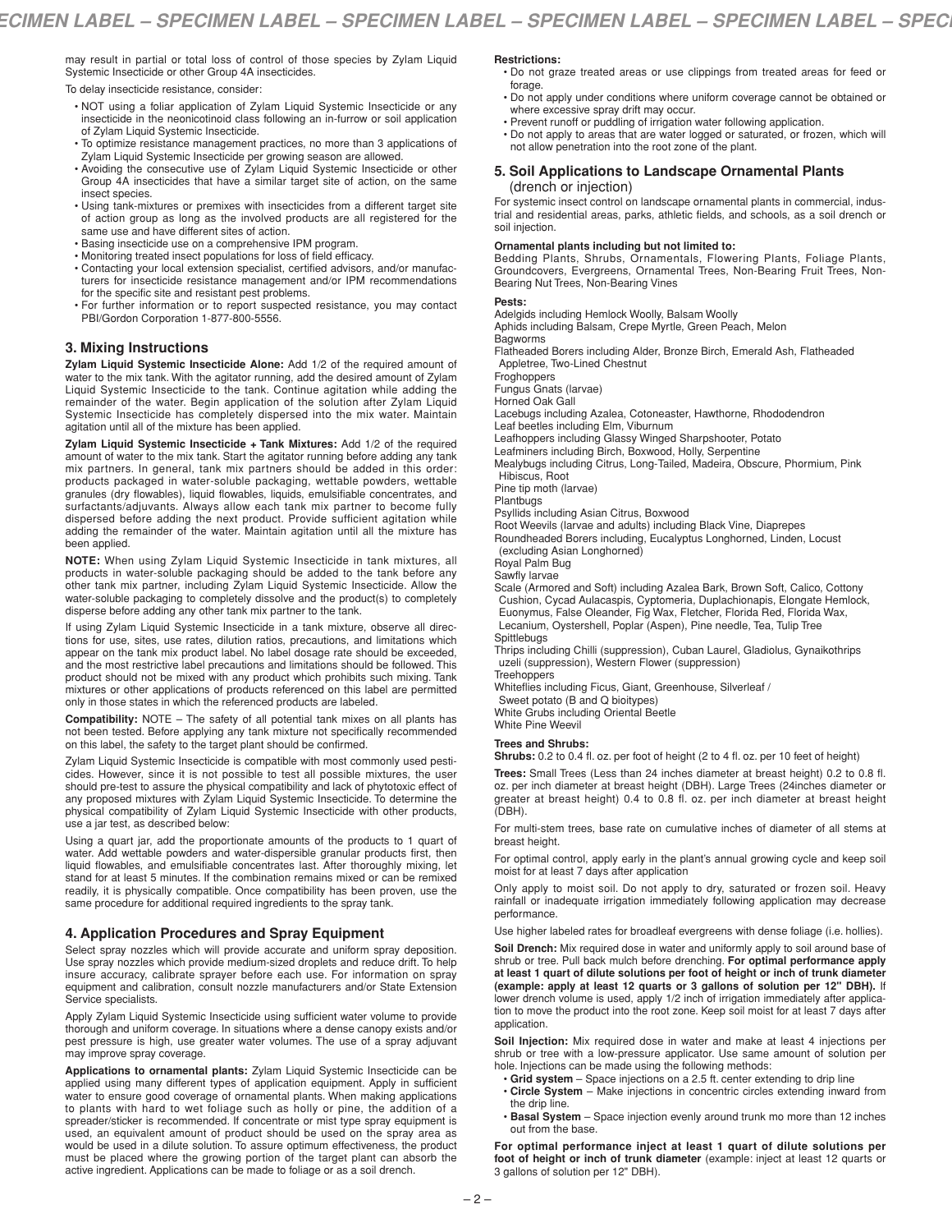may result in partial or total loss of control of those species by Zylam Liquid Systemic Insecticide or other Group 4A insecticides.

To delay insecticide resistance, consider:

- NOT using a foliar application of Zylam Liquid Systemic Insecticide or any insecticide in the neonicotinoid class following an in-furrow or soil application of Zylam Liquid Systemic Insecticide.
- To optimize resistance management practices, no more than 3 applications of Zylam Liquid Systemic Insecticide per growing season are allowed.
- Avoiding the consecutive use of Zylam Liquid Systemic Insecticide or other Group 4A insecticides that have a similar target site of action, on the same insect species.
- Using tank-mixtures or premixes with insecticides from a different target site of action group as long as the involved products are all registered for the same use and have different sites of action.
- Basing insecticide use on a comprehensive IPM program.
- Monitoring treated insect populations for loss of field efficacy.
- Contacting your local extension specialist, certified advisors, and/or manufacturers for insecticide resistance management and/or IPM recommendations for the specific site and resistant pest problems.
- For further information or to report suspected resistance, you may contact PBI/Gordon Corporation 1-877-800-5556.

## 3. Mixing Instructions

**Zylam Liquid Systemic Insecticide Alone:** Add 1/2 of the required amount of water to the mix tank. With the agitator running, add the desired amount of Zylam Liquid Systemic Insecticide to the tank. Continue agitation while adding the remainder of the water. Begin application of the solution after Zylam Liquid Systemic Insecticide has completely dispersed into the mix water. Maintain agitation until all of the mixture has been applied.

**Zylam Liquid Systemic Insecticide + Tank Mixtures:** Add 1/2 of the required amount of water to the mix tank. Start the agitator running before adding any tank mix partners. In general, tank mix partners should be added in this order: products packaged in water-soluble packaging, wettable powders, wettable granules (dry flowables), liquid flowables, liquids, emulsifiable concentrates, and surfactants/adjuvants. Always allow each tank mix partner to become fully dispersed before adding the next product. Provide sufficient agitation while adding the remainder of the water. Maintain agitation until all the mixture has been applied.

**NOTE:** When using Zylam Liquid Systemic Insecticide in tank mixtures, all products in water-soluble packaging should be added to the tank before any other tank mix partner, including Zylam Liquid Systemic Insecticide. Allow the water-soluble packaging to completely dissolve and the product(s) to completely disperse before adding any other tank mix partner to the tank.

If using Zylam Liquid Systemic Insecticide in a tank mixture, observe all directions for use, sites, use rates, dilution ratios, precautions, and limitations which appear on the tank mix product label. No label dosage rate should be exceeded, and the most restrictive label precautions and limitations should be followed. This product should not be mixed with any product which prohibits such mixing. Tank mixtures or other applications of products referenced on this label are permitted only in those states in which the referenced products are labeled.

**Compatibility:** NOTE – The safety of all potential tank mixes on all plants has not been tested. Before applying any tank mixture not specifically recommended on this label, the safety to the target plant should be confirmed.

Zylam Liquid Systemic Insecticide is compatible with most commonly used pesticides. However, since it is not possible to test all possible mixtures, the user should pre-test to assure the physical compatibility and lack of phytotoxic effect of any proposed mixtures with Zylam Liquid Systemic Insecticide. To determine the physical compatibility of Zylam Liquid Systemic Insecticide with other products, use a jar test, as described below:

Using a quart jar, add the proportionate amounts of the products to 1 quart of water. Add wettable powders and water-dispersible granular products first, then liquid flowables, and emulsifiable concentrates last. After thoroughly mixing, let stand for at least 5 minutes. If the combination remains mixed or can be remixed readily, it is physically compatible. Once compatibility has been proven, use the same procedure for additional required ingredients to the spray tank.

## 4. Application Procedures and Spray Equipment

Select spray nozzles which will provide accurate and uniform spray deposition. Use spray nozzles which provide medium-sized droplets and reduce drift. To help insure accuracy, calibrate sprayer before each use. For information on spray equipment and calibration, consult nozzle manufacturers and/or State Extension Service specialists.

Apply Zylam Liquid Systemic Insecticide using sufficient water volume to provide thorough and uniform coverage. In situations where a dense canopy exists and/or pest pressure is high, use greater water volumes. The use of a spray adjuvant may improve spray coverage.

**Applications to ornamental plants:** Zylam Liquid Systemic Insecticide can be applied using many different types of application equipment. Apply in sufficient water to ensure good coverage of ornamental plants. When making applications to plants with hard to wet foliage such as holly or pine, the addition of a spreader/sticker is recommended. If concentrate or mist type spray equipment is used, an equivalent amount of product should be used on the spray area as would be used in a dilute solution. To assure optimum effectiveness, the product must be placed where the growing portion of the target plant can absorb the active ingredient. Applications can be made to foliage or as a soil drench.

**Restrictions:**

- Do not graze treated areas or use clippings from treated areas for feed or forage.
- Do not apply under conditions where uniform coverage cannot be obtained or where excessive spray drift may occur.
- Prevent runoff or puddling of irrigation water following application.
- Do not apply to areas that are water logged or saturated, or frozen, which will not allow penetration into the root zone of the plant.

## 5. Soil Applications to Landscape Ornamental Plants (drench or injection)

For systemic insect control on landscape ornamental plants in commercial, industrial and residential areas, parks, athletic fields, and schools, as a soil drench or soil injection.

**Ornamental plants including but not limited to:**
Bedding Plants, Shrubs, Ornamentals, Flowering Plants, Foliage Plants, Groundcovers, Evergreens, Ornamental Trees, Non-Bearing Fruit Trees, Non-Bearing Nut Trees, Non-Bearing Vines

**Pests:**
Adelgids including Hemlock Woolly, Balsam Woolly
Aphids including Balsam, Crepe Myrtle, Green Peach, Melon
Bagworms
Flatheaded Borers including Alder, Bronze Birch, Emerald Ash, Flatheaded Appletree, Two-Lined Chestnut
Froghoppers
Fungus Gnats (larvae)
Horned Oak Gall
Lacebugs including Azalea, Cotoneaster, Hawthorne, Rhododendron
Leaf beetles including Elm, Viburnum
Leafhoppers including Glassy Winged Sharpshooter, Potato
Leafminers including Birch, Boxwood, Holly, Serpentine
Mealybugs including Citrus, Long-Tailed, Madeira, Obscure, Phormium, Pink Hibiscus, Root
Pine tip moth (larvae)
Plantbugs
Psyllids including Asian Citrus, Boxwood
Root Weevils (larvae and adults) including Black Vine, Diaprepes
Roundheaded Borers including, Eucalyptus Longhorned, Linden, Locust (excluding Asian Longhorned)
Royal Palm Bug
Sawfly larvae
Scale (Armored and Soft) including Azalea Bark, Brown Soft, Calico, Cottony Cushion, Cycad Aulacaspis, Cyptomeria, Duplachionapis, Elongate Hemlock, Euonymus, False Oleander, Fig Wax, Fletcher, Florida Red, Florida Wax, Lecanium, Oystershell, Poplar (Aspen), Pine needle, Tea, Tulip Tree
Spittlebugs
Thrips including Chilli (suppression), Cuban Laurel, Gladiolus, Gynaikothrips uzeli (suppression), Western Flower (suppression)
Treehoppers
Whiteflies including Ficus, Giant, Greenhouse, Silverleaf / Sweet potato (B and Q bioitypes)
White Grubs including Oriental Beetle
White Pine Weevil

**Trees and Shrubs:**
**Shrubs:** 0.2 to 0.4 fl. oz. per foot of height (2 to 4 fl. oz. per 10 feet of height)

**Trees:** Small Trees (Less than 24 inches diameter at breast height) 0.2 to 0.8 fl. oz. per inch diameter at breast height (DBH). Large Trees (24inches diameter or greater at breast height) 0.4 to 0.8 fl. oz. per inch diameter at breast height (DBH).

For multi-stem trees, base rate on cumulative inches of diameter of all stems at breast height.

For optimal control, apply early in the plant's annual growing cycle and keep soil moist for at least 7 days after application

Only apply to moist soil. Do not apply to dry, saturated or frozen soil. Heavy rainfall or inadequate irrigation immediately following application may decrease performance.

Use higher labeled rates for broadleaf evergreens with dense foliage (i.e. hollies).

**Soil Drench:** Mix required dose in water and uniformly apply to soil around base of shrub or tree. Pull back mulch before drenching. **For optimal performance apply at least 1 quart of dilute solutions per foot of height or inch of trunk diameter (example: apply at least 12 quarts or 3 gallons of solution per 12" DBH).** If lower drench volume is used, apply 1/2 inch of irrigation immediately after application to move the product into the root zone. Keep soil moist for at least 7 days after application.

**Soil Injection:** Mix required dose in water and make at least 4 injections per shrub or tree with a low-pressure applicator. Use same amount of solution per hole. Injections can be made using the following methods:

- **Grid system** – Space injections on a 2.5 ft. center extending to drip line
- **Circle System** – Make injections in concentric circles extending inward from the drip line.
- **Basal System** – Space injection evenly around trunk mo more than 12 inches out from the base.

**For optimal performance inject at least 1 quart of dilute solutions per foot of height or inch of trunk diameter** (example: inject at least 12 quarts or 3 gallons of solution per 12" DBH).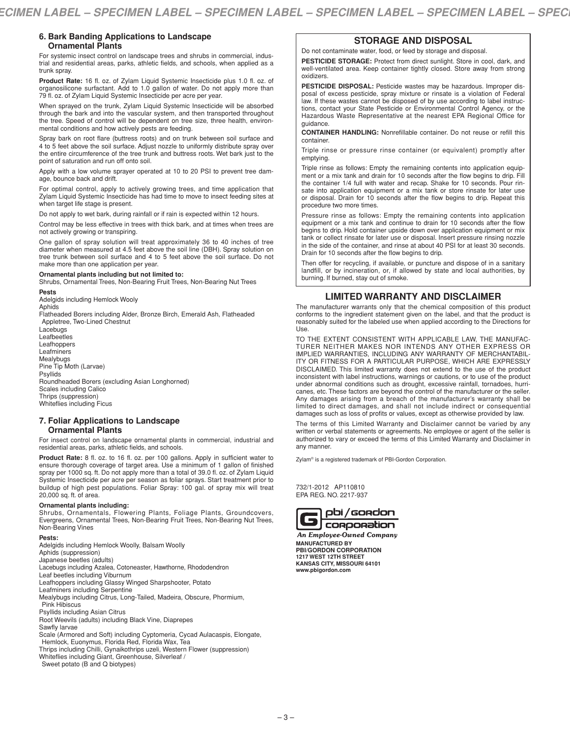## 6. Bark Banding Applications to Landscape Ornamental Plants

For systemic insect control on landscape trees and shrubs in commercial, industrial and residential areas, parks, athletic fields, and schools, when applied as a trunk spray.

**Product Rate:** 16 fl. oz. of Zylam Liquid Systemic Insecticide plus 1.0 fl. oz. of organosilicone surfactant. Add to 1.0 gallon of water. Do not apply more than 79 fl. oz. of Zylam Liquid Systemic Insecticide per acre per year.

When sprayed on the trunk, Zylam Liquid Systemic Insecticide will be absorbed through the bark and into the vascular system, and then transported throughout the tree. Speed of control will be dependent on tree size, three health, environmental conditions and how actively pests are feeding.

Spray bark on root flare (buttress roots) and on trunk between soil surface and 4 to 5 feet above the soil surface. Adjust nozzle to uniformly distribute spray over the entire circumference of the tree trunk and buttress roots. Wet bark just to the point of saturation and run off onto soil.

Apply with a low volume sprayer operated at 10 to 20 PSI to prevent tree damage, bounce back and drift.

For optimal control, apply to actively growing trees, and time application that Zylam Liquid Systemic Insecticide has had time to move to insect feeding sites at when target life stage is present.

Do not apply to wet bark, during rainfall or if rain is expected within 12 hours.

Control may be less effective in trees with thick bark, and at times when trees are not actively growing or transpiring.

One gallon of spray solution will treat approximately 36 to 40 inches of tree diameter when measured at 4.5 feet above the soil line (DBH). Spray solution on tree trunk between soil surface and 4 to 5 feet above the soil surface. Do not make more than one application per year.

**Ornamental plants including but not limited to:**
Shrubs, Ornamental Trees, Non-Bearing Fruit Trees, Non-Bearing Nut Trees

**Pests**
Adelgids including Hemlock Wooly
Aphids
Flatheaded Borers including Alder, Bronze Birch, Emerald Ash, Flatheaded Appletree, Two-Lined Chestnut
Lacebugs
Leafbeetles
Leafhoppers
Leafminers
Mealybugs
Pine Tip Moth (Larvae)
Psyllids
Roundheaded Borers (excluding Asian Longhorned)
Scales including Calico
Thrips (suppression)
Whiteflies including Ficus

## 7. Foliar Applications to Landscape Ornamental Plants

For insect control on landscape ornamental plants in commercial, industrial and residential areas, parks, athletic fields, and schools.

**Product Rate:** 8 fl. oz. to 16 fl. oz. per 100 gallons. Apply in sufficient water to ensure thorough coverage of target area. Use a minimum of 1 gallon of finished spray per 1000 sq. ft. Do not apply more than a total of 39.0 fl. oz. of Zylam Liquid Systemic Insecticide per acre per season as foliar sprays. Start treatment prior to buildup of high pest populations. Foliar Spray: 100 gal. of spray mix will treat 20,000 sq. ft. of area.

**Ornamental plants including:**
Shrubs, Ornamentals, Flowering Plants, Foliage Plants, Groundcovers, Evergreens, Ornamental Trees, Non-Bearing Fruit Trees, Non-Bearing Nut Trees, Non-Bearing Vines

**Pests:**
Adelgids including Hemlock Woolly, Balsam Woolly
Aphids (suppression)
Japanese beetles (adults)
Lacebugs including Azalea, Cotoneaster, Hawthorne, Rhododendron
Leaf beetles including Viburnum
Leafhoppers including Glassy Winged Sharpshooter, Potato
Leafminers including Serpentine
Mealybugs including Citrus, Long-Tailed, Madeira, Obscure, Phormium, Pink Hibiscus
Psyllids including Asian Citrus
Root Weevils (adults) including Black Vine, Diaprepes
Sawfly larvae
Scale (Armored and Soft) including Cyptomeria, Cycad Aulacaspis, Elongate, Hemlock, Euonymus, Florida Red, Florida Wax, Tea
Thrips including Chilli, Gynaikothrips uzeli, Western Flower (suppression)
Whiteflies including Giant, Greenhouse, Silverleaf / Sweet potato (B and Q biotypes)

## STORAGE AND DISPOSAL

Do not contaminate water, food, or feed by storage and disposal.

**PESTICIDE STORAGE:** Protect from direct sunlight. Store in cool, dark, and well-ventilated area. Keep container tightly closed. Store away from strong oxidizers.

**PESTICIDE DISPOSAL:** Pesticide wastes may be hazardous. Improper disposal of excess pesticide, spray mixture or rinsate is a violation of Federal law. If these wastes cannot be disposed of by use according to label instructions, contact your State Pesticide or Environmental Control Agency, or the Hazardous Waste Representative at the nearest EPA Regional Office for guidance.

**CONTAINER HANDLING:** Nonrefillable container. Do not reuse or refill this container.

Triple rinse or pressure rinse container (or equivalent) promptly after emptying.

Triple rinse as follows: Empty the remaining contents into application equipment or a mix tank and drain for 10 seconds after the flow begins to drip. Fill the container 1/4 full with water and recap. Shake for 10 seconds. Pour rinsate into application equipment or a mix tank or store rinsate for later use or disposal. Drain for 10 seconds after the flow begins to drip. Repeat this procedure two more times.

Pressure rinse as follows: Empty the remaining contents into application equipment or a mix tank and continue to drain for 10 seconds after the flow begins to drip. Hold container upside down over application equipment or mix tank or collect rinsate for later use or disposal. Insert pressure rinsing nozzle in the side of the container, and rinse at about 40 PSI for at least 30 seconds. Drain for 10 seconds after the flow begins to drip.

Then offer for recycling, if available, or puncture and dispose of in a sanitary landfill, or by incineration, or, if allowed by state and local authorities, by burning. If burned, stay out of smoke.

## LIMITED WARRANTY AND DISCLAIMER

The manufacturer warrants only that the chemical composition of this product conforms to the ingredient statement given on the label, and that the product is reasonably suited for the labeled use when applied according to the Directions for Use.

TO THE EXTENT CONSISTENT WITH APPLICABLE LAW, THE MANUFACTURER NEITHER MAKES NOR INTENDS ANY OTHER EXPRESS OR IMPLIED WARRANTIES, INCLUDING ANY WARRANTY OF MERCHANTABILITY OR FITNESS FOR A PARTICULAR PURPOSE, WHICH ARE EXPRESSLY DISCLAIMED. This limited warranty does not extend to the use of the product inconsistent with label instructions, warnings or cautions, or to use of the product under abnormal conditions such as drought, excessive rainfall, tornadoes, hurricanes, etc. These factors are beyond the control of the manufacturer or the seller. Any damages arising from a breach of the manufacturer's warranty shall be limited to direct damages, and shall not include indirect or consequential damages such as loss of profits or values, except as otherwise provided by law.

The terms of this Limited Warranty and Disclaimer cannot be varied by any written or verbal statements or agreements. No employee or agent of the seller is authorized to vary or exceed the terms of this Limited Warranty and Disclaimer in any manner.

Zylam® is a registered trademark of PBI-Gordon Corporation.

732/1-2012 AP110810
EPA REG. NO. 2217-937

pbi/gordon corporation
*An Employee-Owned Company*

**MANUFACTURED BY**
**PBI/GORDON CORPORATION**
**1217 WEST 12TH STREET**
**KANSAS CITY, MISSOURI 64101**
**www.pbigordon.com**